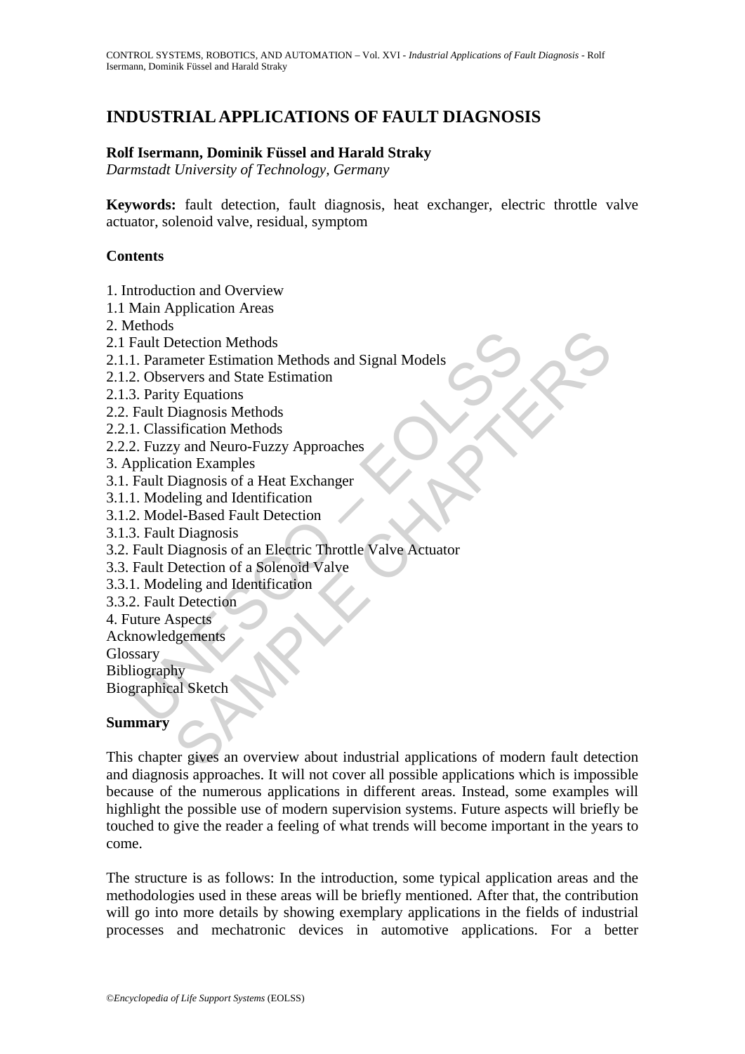# INDUSTRIAL APPLICATIONS OF FAULT DIAGNOSIS

**Rolf Isermann, Dominik Füssel and Harald Straky**

*Darmstadt University of Technology, Germany*

**Keywords:** fault detection, fault diagnosis, heat exchanger, electric throttle valve actuator, solenoid valve, residual, symptom

**Contents**

1. Introduction and Overview
1.1 Main Application Areas
2. Methods
2.1 Fault Detection Methods
2.1.1. Parameter Estimation Methods and Signal Models
2.1.2. Observers and State Estimation
2.1.3. Parity Equations
2.2. Fault Diagnosis Methods
2.2.1. Classification Methods
2.2.2. Fuzzy and Neuro-Fuzzy Approaches
3. Application Examples
3.1. Fault Diagnosis of a Heat Exchanger
3.1.1. Modeling and Identification
3.1.2. Model-Based Fault Detection
3.1.3. Fault Diagnosis
3.2. Fault Diagnosis of an Electric Throttle Valve Actuator
3.3. Fault Detection of a Solenoid Valve
3.3.1. Modeling and Identification
3.3.2. Fault Detection
4. Future Aspects
Acknowledgements
Glossary
Bibliography
Biographical Sketch

**Summary**

This chapter gives an overview about industrial applications of modern fault detection and diagnosis approaches. It will not cover all possible applications which is impossible because of the numerous applications in different areas. Instead, some examples will highlight the possible use of modern supervision systems. Future aspects will briefly be touched to give the reader a feeling of what trends will become important in the years to come.

The structure is as follows: In the introduction, some typical application areas and the methodologies used in these areas will be briefly mentioned. After that, the contribution will go into more details by showing exemplary applications in the fields of industrial processes and mechatronic devices in automotive applications. For a better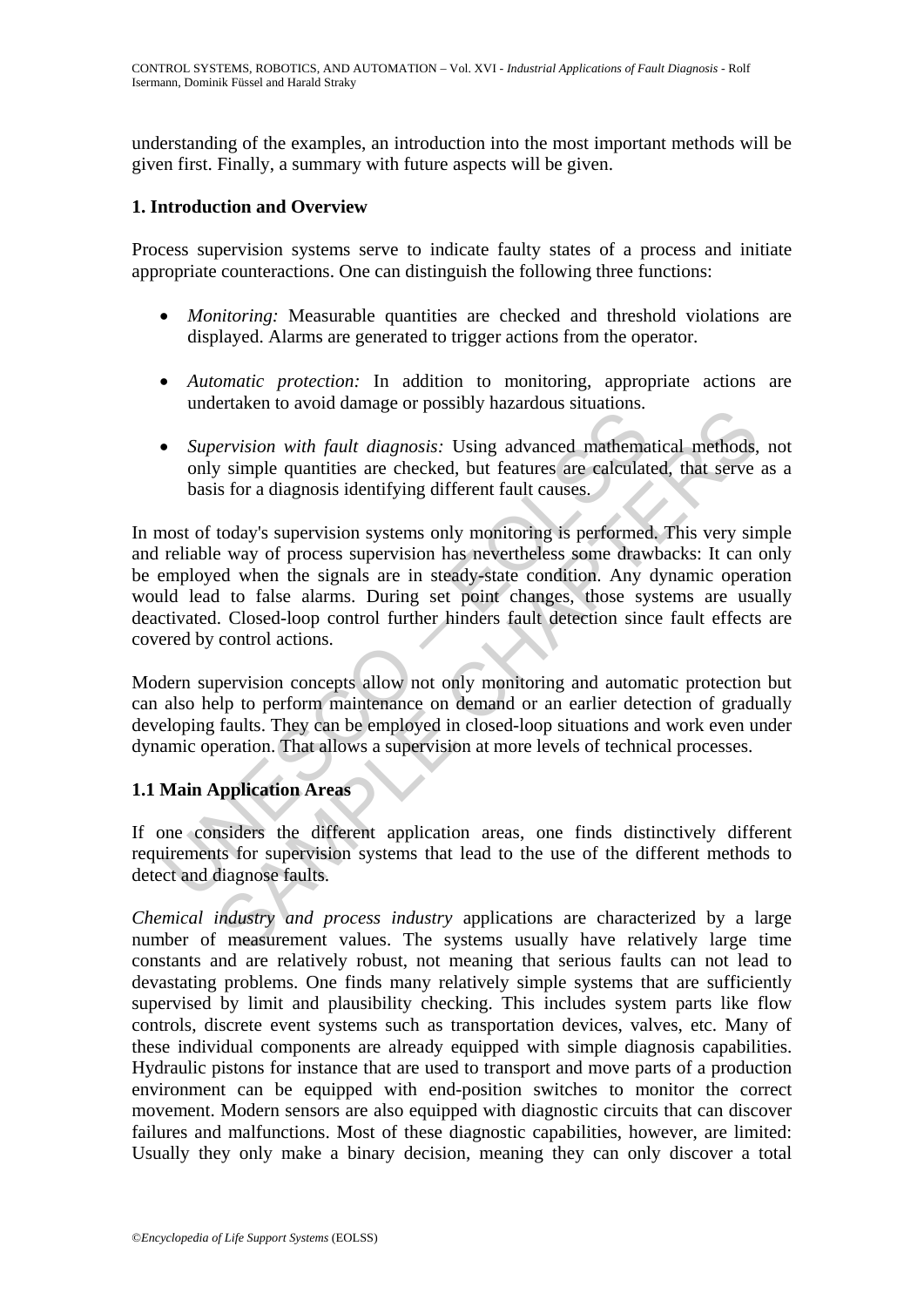understanding of the examples, an introduction into the most important methods will be given first. Finally, a summary with future aspects will be given.

## 1. Introduction and Overview

Process supervision systems serve to indicate faulty states of a process and initiate appropriate counteractions. One can distinguish the following three functions:

- *Monitoring:* Measurable quantities are checked and threshold violations are displayed. Alarms are generated to trigger actions from the operator.

- *Automatic protection:* In addition to monitoring, appropriate actions are undertaken to avoid damage or possibly hazardous situations.

- *Supervision with fault diagnosis:* Using advanced mathematical methods, not only simple quantities are checked, but features are calculated, that serve as a basis for a diagnosis identifying different fault causes.

In most of today's supervision systems only monitoring is performed. This very simple and reliable way of process supervision has nevertheless some drawbacks: It can only be employed when the signals are in steady-state condition. Any dynamic operation would lead to false alarms. During set point changes, those systems are usually deactivated. Closed-loop control further hinders fault detection since fault effects are covered by control actions.

Modern supervision concepts allow not only monitoring and automatic protection but can also help to perform maintenance on demand or an earlier detection of gradually developing faults. They can be employed in closed-loop situations and work even under dynamic operation. That allows a supervision at more levels of technical processes.

### 1.1 Main Application Areas

If one considers the different application areas, one finds distinctively different requirements for supervision systems that lead to the use of the different methods to detect and diagnose faults.

*Chemical industry and process industry* applications are characterized by a large number of measurement values. The systems usually have relatively large time constants and are relatively robust, not meaning that serious faults can not lead to devastating problems. One finds many relatively simple systems that are sufficiently supervised by limit and plausibility checking. This includes system parts like flow controls, discrete event systems such as transportation devices, valves, etc. Many of these individual components are already equipped with simple diagnosis capabilities. Hydraulic pistons for instance that are used to transport and move parts of a production environment can be equipped with end-position switches to monitor the correct movement. Modern sensors are also equipped with diagnostic circuits that can discover failures and malfunctions. Most of these diagnostic capabilities, however, are limited: Usually they only make a binary decision, meaning they can only discover a total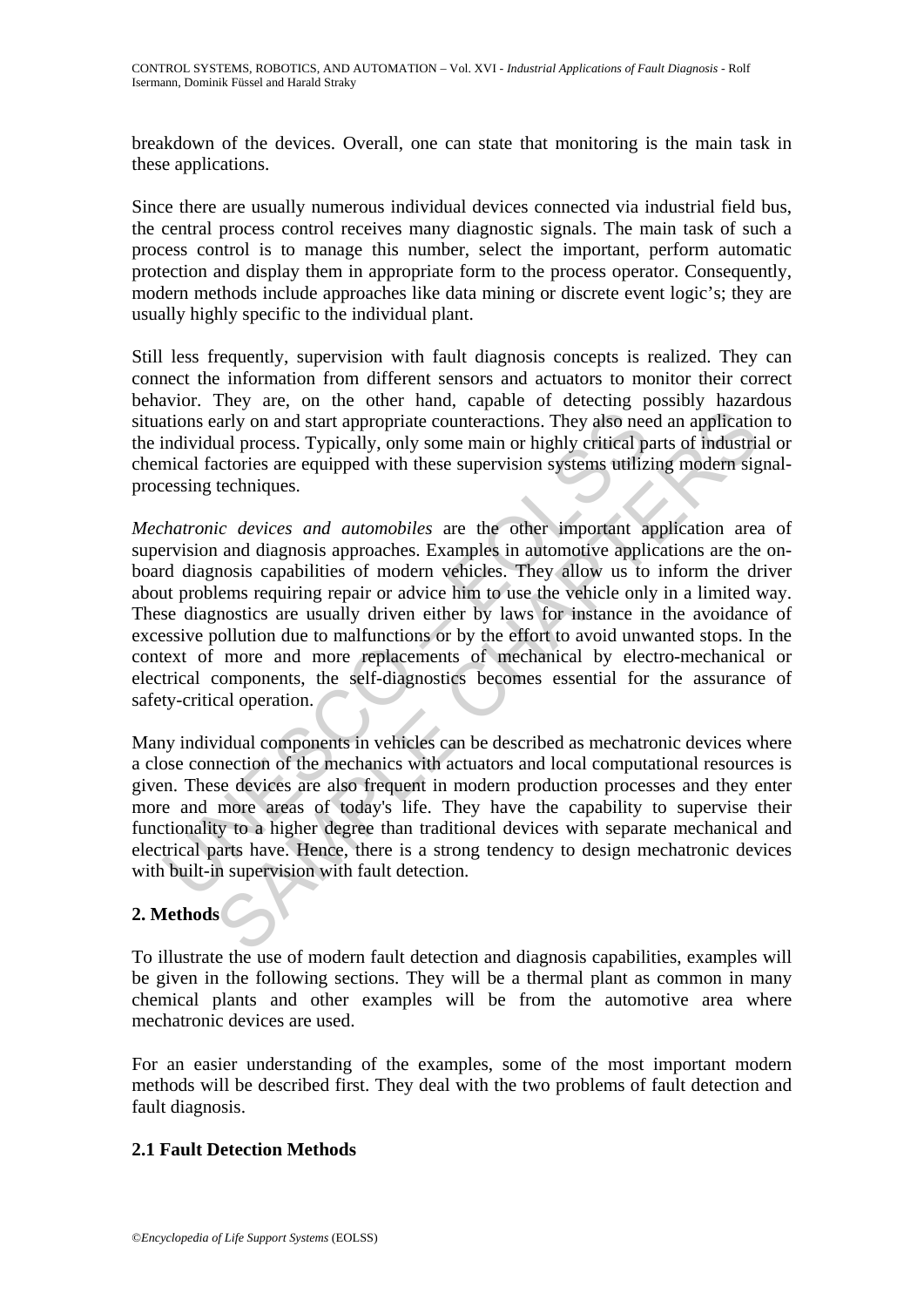breakdown of the devices. Overall, one can state that monitoring is the main task in these applications.

Since there are usually numerous individual devices connected via industrial field bus, the central process control receives many diagnostic signals. The main task of such a process control is to manage this number, select the important, perform automatic protection and display them in appropriate form to the process operator. Consequently, modern methods include approaches like data mining or discrete event logic's; they are usually highly specific to the individual plant.

Still less frequently, supervision with fault diagnosis concepts is realized. They can connect the information from different sensors and actuators to monitor their correct behavior. They are, on the other hand, capable of detecting possibly hazardous situations early on and start appropriate counteractions. They also need an application to the individual process. Typically, only some main or highly critical parts of industrial or chemical factories are equipped with these supervision systems utilizing modern signal-processing techniques.

*Mechatronic devices and automobiles* are the other important application area of supervision and diagnosis approaches. Examples in automotive applications are the on-board diagnosis capabilities of modern vehicles. They allow us to inform the driver about problems requiring repair or advice him to use the vehicle only in a limited way. These diagnostics are usually driven either by laws for instance in the avoidance of excessive pollution due to malfunctions or by the effort to avoid unwanted stops. In the context of more and more replacements of mechanical by electro-mechanical or electrical components, the self-diagnostics becomes essential for the assurance of safety-critical operation.

Many individual components in vehicles can be described as mechatronic devices where a close connection of the mechanics with actuators and local computational resources is given. These devices are also frequent in modern production processes and they enter more and more areas of today's life. They have the capability to supervise their functionality to a higher degree than traditional devices with separate mechanical and electrical parts have. Hence, there is a strong tendency to design mechatronic devices with built-in supervision with fault detection.

## 2. Methods

To illustrate the use of modern fault detection and diagnosis capabilities, examples will be given in the following sections. They will be a thermal plant as common in many chemical plants and other examples will be from the automotive area where mechatronic devices are used.

For an easier understanding of the examples, some of the most important modern methods will be described first. They deal with the two problems of fault detection and fault diagnosis.

### 2.1 Fault Detection Methods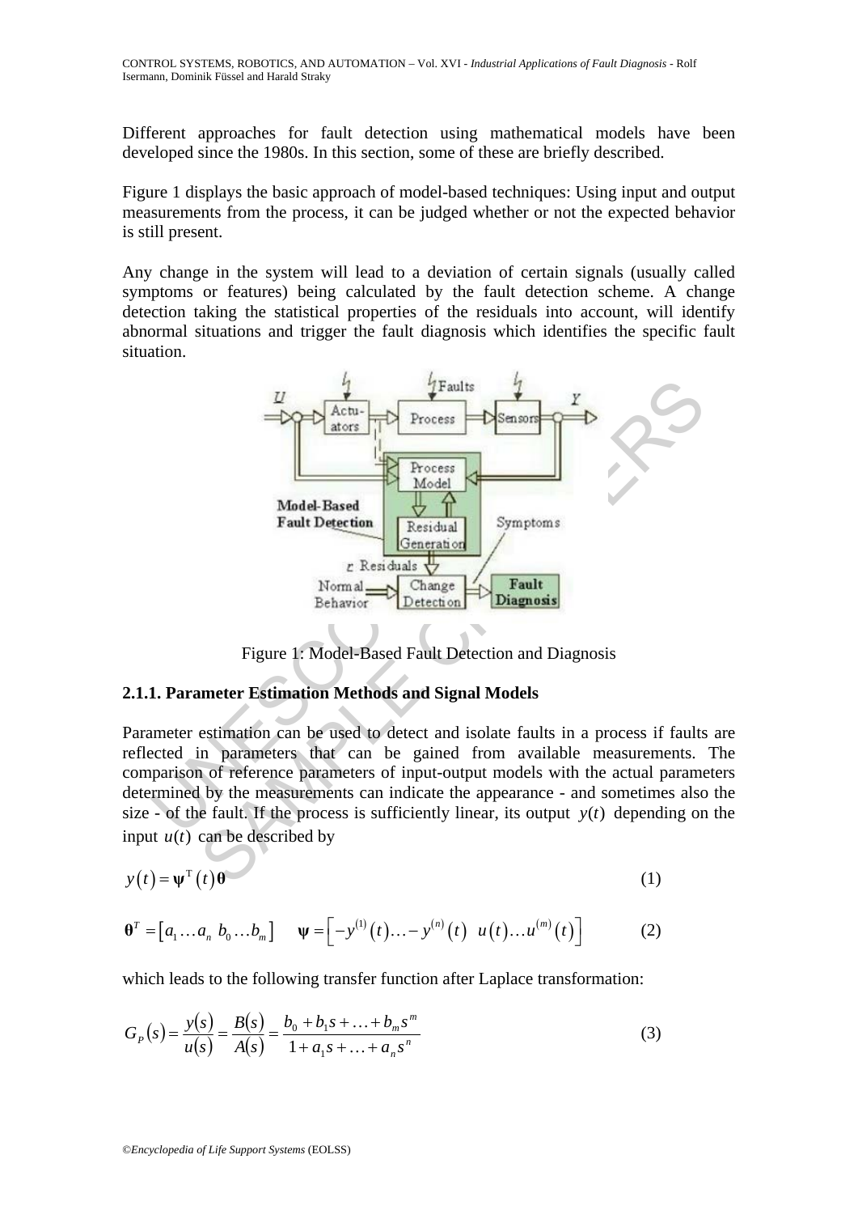Different approaches for fault detection using mathematical models have been developed since the 1980s. In this section, some of these are briefly described.

Figure 1 displays the basic approach of model-based techniques: Using input and output measurements from the process, it can be judged whether or not the expected behavior is still present.

Any change in the system will lead to a deviation of certain signals (usually called symptoms or features) being calculated by the fault detection scheme. A change detection taking the statistical properties of the residuals into account, will identify abnormal situations and trigger the fault diagnosis which identifies the specific fault situation.

Figure 1: Model-Based Fault Detection and Diagnosis

### 2.1.1. Parameter Estimation Methods and Signal Models

Parameter estimation can be used to detect and isolate faults in a process if faults are reflected in parameters that can be gained from available measurements. The comparison of reference parameters of input-output models with the actual parameters determined by the measurements can indicate the appearance - and sometimes also the size - of the fault. If the process is sufficiently linear, its output $y(t)$ depending on the input $u(t)$ can be described by

$$y(t) = \boldsymbol{\psi}^{\mathrm{T}}(t)\boldsymbol{\theta} \tag{1}$$

$$\boldsymbol{\theta}^T = \left[a_1 \ldots a_n \; b_0 \ldots b_m\right] \qquad \boldsymbol{\psi} = \left[-y^{(1)}(t) \ldots -y^{(n)}(t) \;\; u(t) \ldots u^{(m)}(t)\right] \tag{2}$$

which leads to the following transfer function after Laplace transformation:

$$G_P(s) = \frac{y(s)}{u(s)} = \frac{B(s)}{A(s)} = \frac{b_0 + b_1 s + \ldots + b_m s^m}{1 + a_1 s + \ldots + a_n s^n} \tag{3}$$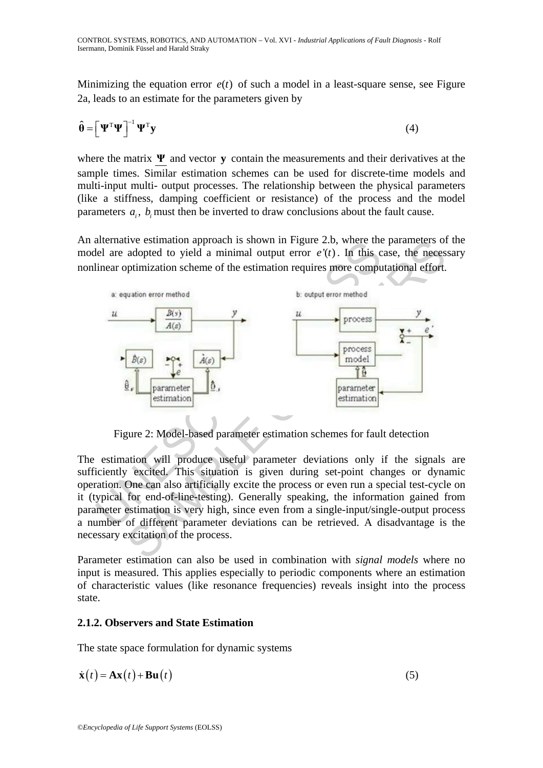Minimizing the equation error $e(t)$ of such a model in a least-square sense, see Figure 2a, leads to an estimate for the parameters given by

$$\hat{\boldsymbol{\theta}} = \left[ \boldsymbol{\Psi}^{\mathrm{T}} \boldsymbol{\Psi} \right]^{-1} \boldsymbol{\Psi}^{\mathrm{T}} \mathbf{y} \tag{4}$$

where the matrix $\underline{\boldsymbol{\Psi}}$ and vector $\mathbf{y}$ contain the measurements and their derivatives at the sample times. Similar estimation schemes can be used for discrete-time models and multi-input multi- output processes. The relationship between the physical parameters (like a stiffness, damping coefficient or resistance) of the process and the model parameters $a_i$, $b_i$ must then be inverted to draw conclusions about the fault cause.

An alternative estimation approach is shown in Figure 2.b, where the parameters of the model are adopted to yield a minimal output error $e'(t)$. In this case, the necessary nonlinear optimization scheme of the estimation requires more computational effort.

Figure 2: Model-based parameter estimation schemes for fault detection

The estimation will produce useful parameter deviations only if the signals are sufficiently excited. This situation is given during set-point changes or dynamic operation. One can also artificially excite the process or even run a special test-cycle on it (typical for end-of-line-testing). Generally speaking, the information gained from parameter estimation is very high, since even from a single-input/single-output process a number of different parameter deviations can be retrieved. A disadvantage is the necessary excitation of the process.

Parameter estimation can also be used in combination with *signal models* where no input is measured. This applies especially to periodic components where an estimation of characteristic values (like resonance frequencies) reveals insight into the process state.

### 2.1.2. Observers and State Estimation

The state space formulation for dynamic systems

$$\dot{\mathbf{x}}(t) = \mathbf{A}\mathbf{x}(t) + \mathbf{B}\mathbf{u}(t) \tag{5}$$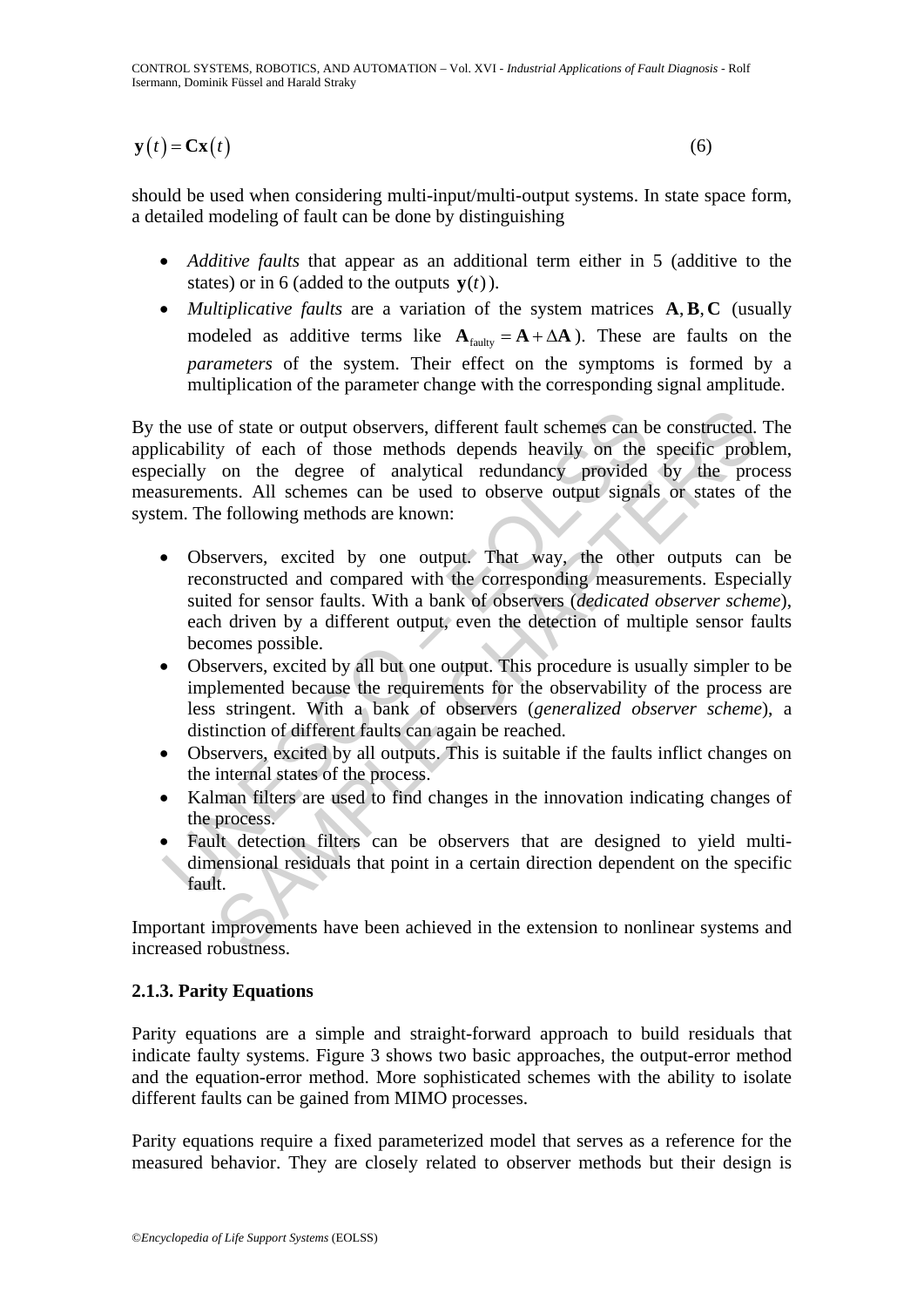$$\mathbf{y}(t) = \mathbf{C}\mathbf{x}(t) \tag{6}$$

should be used when considering multi-input/multi-output systems. In state space form, a detailed modeling of fault can be done by distinguishing

- *Additive faults* that appear as an additional term either in 5 (additive to the states) or in 6 (added to the outputs $\mathbf{y}(t)$).
- *Multiplicative faults* are a variation of the system matrices $\mathbf{A}, \mathbf{B}, \mathbf{C}$ (usually modeled as additive terms like $\mathbf{A}_{\text{faulty}} = \mathbf{A} + \Delta\mathbf{A}$). These are faults on the *parameters* of the system. Their effect on the symptoms is formed by a multiplication of the parameter change with the corresponding signal amplitude.

By the use of state or output observers, different fault schemes can be constructed. The applicability of each of those methods depends heavily on the specific problem, especially on the degree of analytical redundancy provided by the process measurements. All schemes can be used to observe output signals or states of the system. The following methods are known:

- Observers, excited by one output. That way, the other outputs can be reconstructed and compared with the corresponding measurements. Especially suited for sensor faults. With a bank of observers (*dedicated observer scheme*), each driven by a different output, even the detection of multiple sensor faults becomes possible.
- Observers, excited by all but one output. This procedure is usually simpler to be implemented because the requirements for the observability of the process are less stringent. With a bank of observers (*generalized observer scheme*), a distinction of different faults can again be reached.
- Observers, excited by all outputs. This is suitable if the faults inflict changes on the internal states of the process.
- Kalman filters are used to find changes in the innovation indicating changes of the process.
- Fault detection filters can be observers that are designed to yield multi-dimensional residuals that point in a certain direction dependent on the specific fault.

Important improvements have been achieved in the extension to nonlinear systems and increased robustness.

### 2.1.3. Parity Equations

Parity equations are a simple and straight-forward approach to build residuals that indicate faulty systems. Figure 3 shows two basic approaches, the output-error method and the equation-error method. More sophisticated schemes with the ability to isolate different faults can be gained from MIMO processes.

Parity equations require a fixed parameterized model that serves as a reference for the measured behavior. They are closely related to observer methods but their design is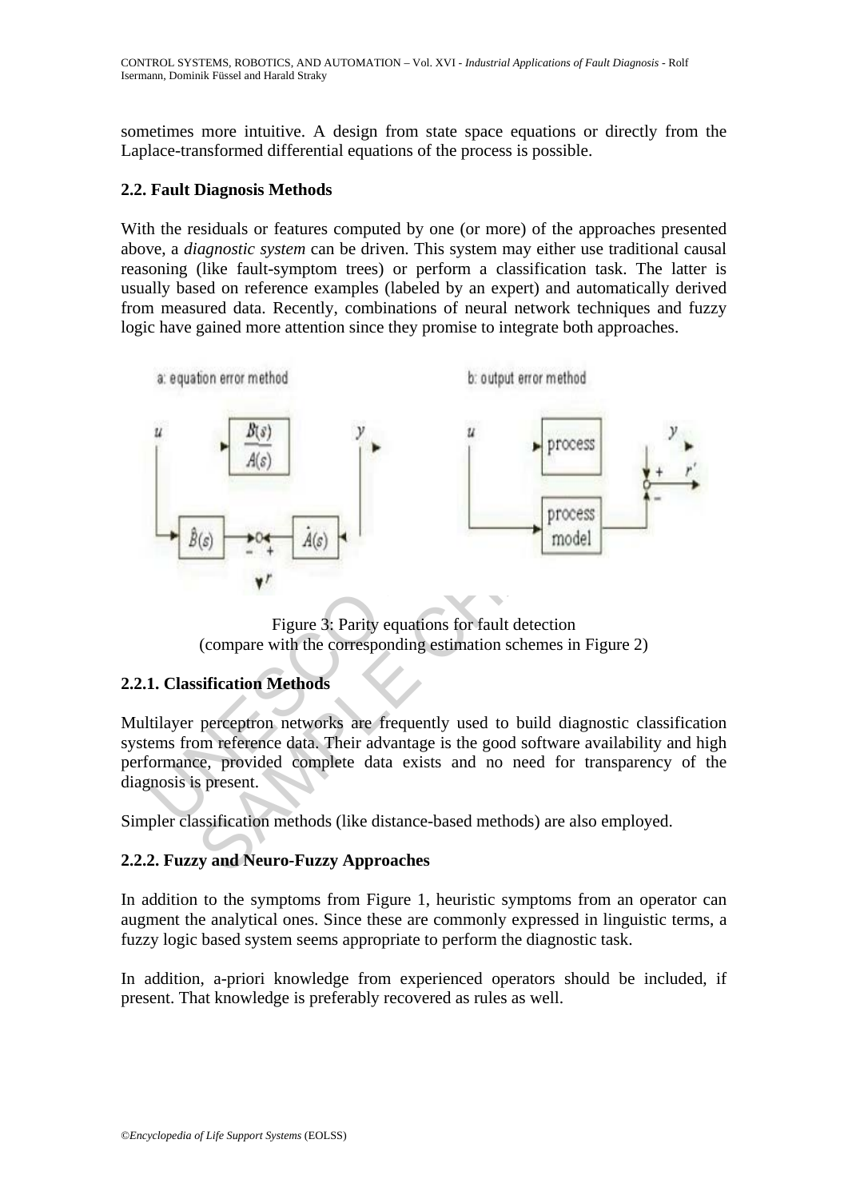sometimes more intuitive. A design from state space equations or directly from the Laplace-transformed differential equations of the process is possible.

### 2.2. Fault Diagnosis Methods

With the residuals or features computed by one (or more) of the approaches presented above, a *diagnostic system* can be driven. This system may either use traditional causal reasoning (like fault-symptom trees) or perform a classification task. The latter is usually based on reference examples (labeled by an expert) and automatically derived from measured data. Recently, combinations of neural network techniques and fuzzy logic have gained more attention since they promise to integrate both approaches.

Figure 3: Parity equations for fault detection
(compare with the corresponding estimation schemes in Figure 2)

#### 2.2.1. Classification Methods

Multilayer perceptron networks are frequently used to build diagnostic classification systems from reference data. Their advantage is the good software availability and high performance, provided complete data exists and no need for transparency of the diagnosis is present.

Simpler classification methods (like distance-based methods) are also employed.

#### 2.2.2. Fuzzy and Neuro-Fuzzy Approaches

In addition to the symptoms from Figure 1, heuristic symptoms from an operator can augment the analytical ones. Since these are commonly expressed in linguistic terms, a fuzzy logic based system seems appropriate to perform the diagnostic task.

In addition, a-priori knowledge from experienced operators should be included, if present. That knowledge is preferably recovered as rules as well.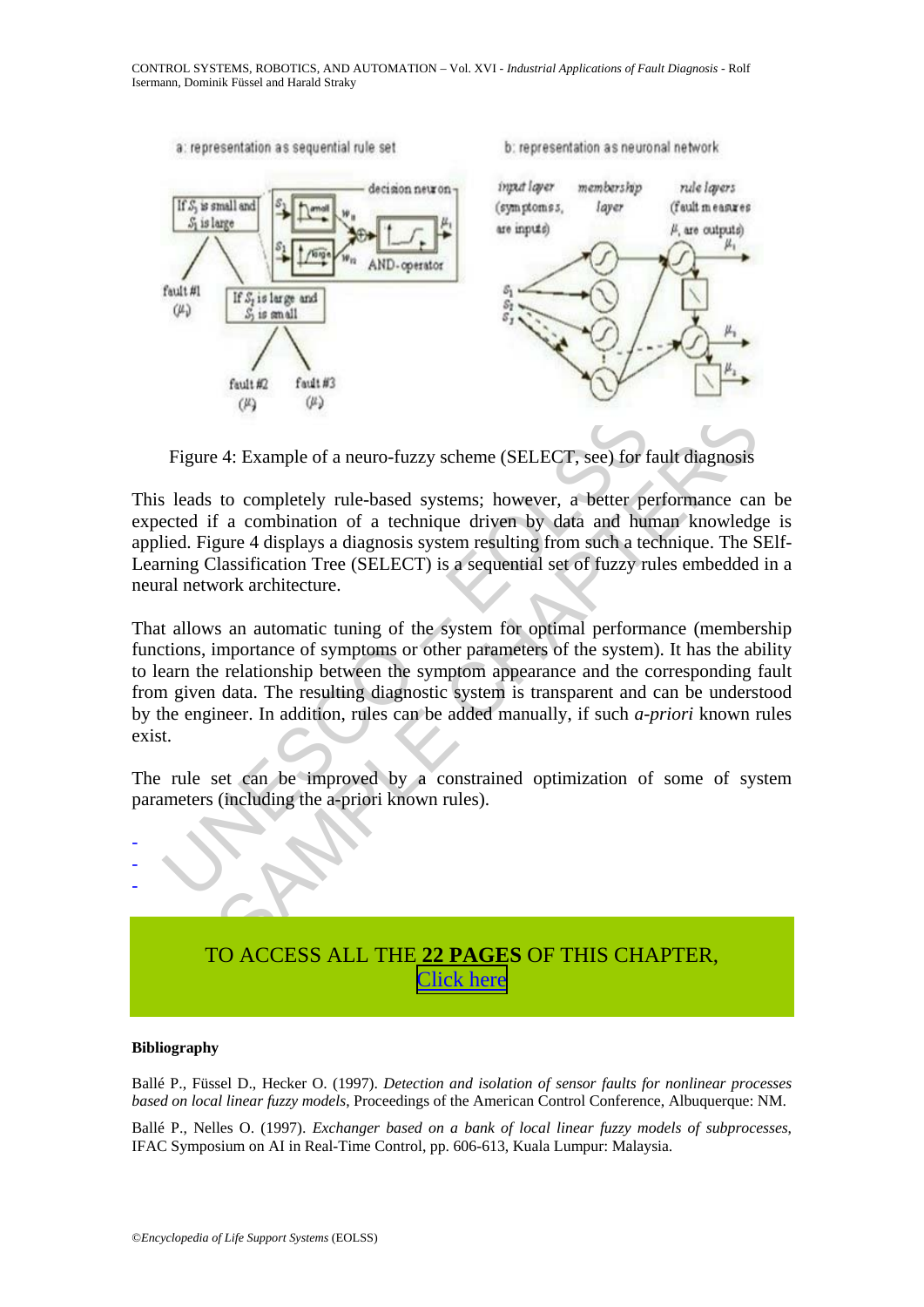Figure 4: Example of a neuro-fuzzy scheme (SELECT, see) for fault diagnosis

This leads to completely rule-based systems; however, a better performance can be expected if a combination of a technique driven by data and human knowledge is applied. Figure 4 displays a diagnosis system resulting from such a technique. The SElf-Learning Classification Tree (SELECT) is a sequential set of fuzzy rules embedded in a neural network architecture.

That allows an automatic tuning of the system for optimal performance (membership functions, importance of symptoms or other parameters of the system). It has the ability to learn the relationship between the symptom appearance and the corresponding fault from given data. The resulting diagnostic system is transparent and can be understood by the engineer. In addition, rules can be added manually, if such *a-priori* known rules exist.

The rule set can be improved by a constrained optimization of some of system parameters (including the a-priori known rules).

-
-
-

TO ACCESS ALL THE **22 PAGES** OF THIS CHAPTER,
Click here

**Bibliography**

Ballé P., Füssel D., Hecker O. (1997). *Detection and isolation of sensor faults for nonlinear processes based on local linear fuzzy models*, Proceedings of the American Control Conference, Albuquerque: NM.

Ballé P., Nelles O. (1997). *Exchanger based on a bank of local linear fuzzy models of subprocesses*, IFAC Symposium on AI in Real-Time Control, pp. 606-613, Kuala Lumpur: Malaysia.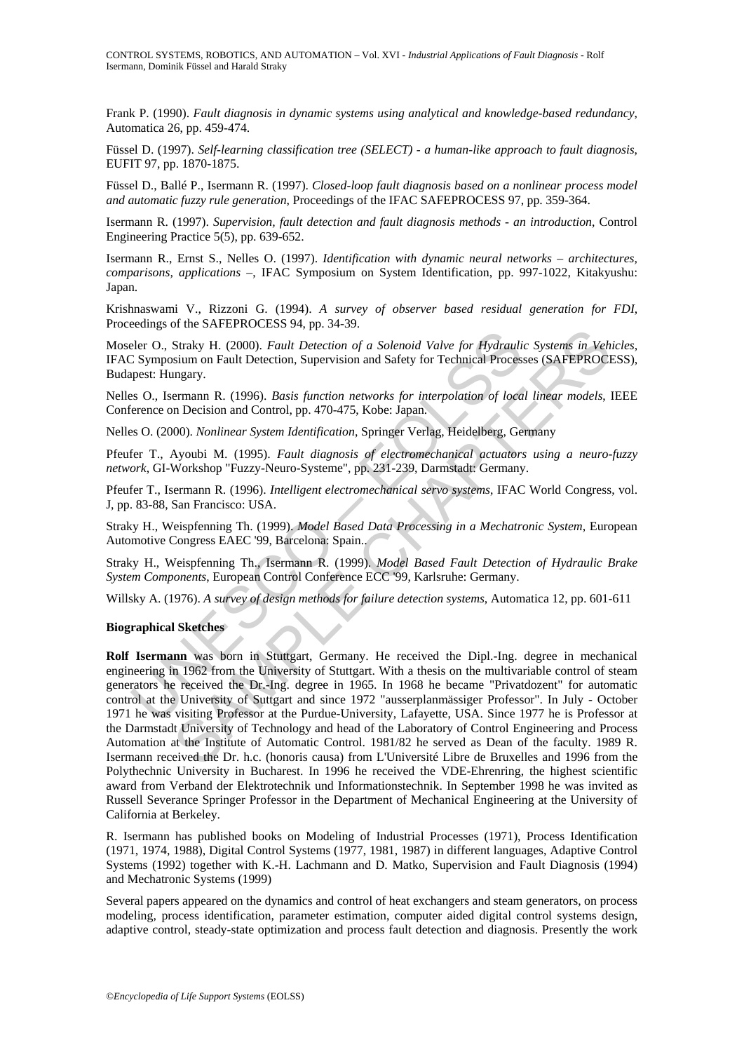Frank P. (1990). *Fault diagnosis in dynamic systems using analytical and knowledge-based redundancy*, Automatica 26, pp. 459-474.

Füssel D. (1997). *Self-learning classification tree (SELECT) - a human-like approach to fault diagnosis*, EUFIT 97, pp. 1870-1875.

Füssel D., Ballé P., Isermann R. (1997). *Closed-loop fault diagnosis based on a nonlinear process model and automatic fuzzy rule generation*, Proceedings of the IFAC SAFEPROCESS 97, pp. 359-364.

Isermann R. (1997). *Supervision, fault detection and fault diagnosis methods - an introduction*, Control Engineering Practice 5(5), pp. 639-652.

Isermann R., Ernst S., Nelles O. (1997). *Identification with dynamic neural networks – architectures, comparisons, applications* –, IFAC Symposium on System Identification, pp. 997-1022, Kitakyushu: Japan.

Krishnaswami V., Rizzoni G. (1994). *A survey of observer based residual generation for FDI*, Proceedings of the SAFEPROCESS 94, pp. 34-39.

Moseler O., Straky H. (2000). *Fault Detection of a Solenoid Valve for Hydraulic Systems in Vehicles*, IFAC Symposium on Fault Detection, Supervision and Safety for Technical Processes (SAFEPROCESS), Budapest: Hungary.

Nelles O., Isermann R. (1996). *Basis function networks for interpolation of local linear models*, IEEE Conference on Decision and Control, pp. 470-475, Kobe: Japan.

Nelles O. (2000). *Nonlinear System Identification*, Springer Verlag, Heidelberg, Germany

Pfeufer T., Ayoubi M. (1995). *Fault diagnosis of electromechanical actuators using a neuro-fuzzy network*, GI-Workshop "Fuzzy-Neuro-Systeme", pp. 231-239, Darmstadt: Germany.

Pfeufer T., Isermann R. (1996). *Intelligent electromechanical servo systems*, IFAC World Congress, vol. J, pp. 83-88, San Francisco: USA.

Straky H., Weispfenning Th. (1999). *Model Based Data Processing in a Mechatronic System*, European Automotive Congress EAEC '99, Barcelona: Spain..

Straky H., Weispfenning Th., Isermann R. (1999). *Model Based Fault Detection of Hydraulic Brake System Components*, European Control Conference ECC '99, Karlsruhe: Germany.

Willsky A. (1976). *A survey of design methods for failure detection systems*, Automatica 12, pp. 601-611

**Biographical Sketches**

**Rolf Isermann** was born in Stuttgart, Germany. He received the Dipl.-Ing. degree in mechanical engineering in 1962 from the University of Stuttgart. With a thesis on the multivariable control of steam generators he received the Dr.-Ing. degree in 1965. In 1968 he became "Privatdozent" for automatic control at the University of Suttgart and since 1972 "ausserplanmässiger Professor". In July - October 1971 he was visiting Professor at the Purdue-University, Lafayette, USA. Since 1977 he is Professor at the Darmstadt University of Technology and head of the Laboratory of Control Engineering and Process Automation at the Institute of Automatic Control. 1981/82 he served as Dean of the faculty. 1989 R. Isermann received the Dr. h.c. (honoris causa) from L'Université Libre de Bruxelles and 1996 from the Polythechnic University in Bucharest. In 1996 he received the VDE-Ehrenring, the highest scientific award from Verband der Elektrotechnik und Informationstechnik. In September 1998 he was invited as Russell Severance Springer Professor in the Department of Mechanical Engineering at the University of California at Berkeley.

R. Isermann has published books on Modeling of Industrial Processes (1971), Process Identification (1971, 1974, 1988), Digital Control Systems (1977, 1981, 1987) in different languages, Adaptive Control Systems (1992) together with K.-H. Lachmann and D. Matko, Supervision and Fault Diagnosis (1994) and Mechatronic Systems (1999)

Several papers appeared on the dynamics and control of heat exchangers and steam generators, on process modeling, process identification, parameter estimation, computer aided digital control systems design, adaptive control, steady-state optimization and process fault detection and diagnosis. Presently the work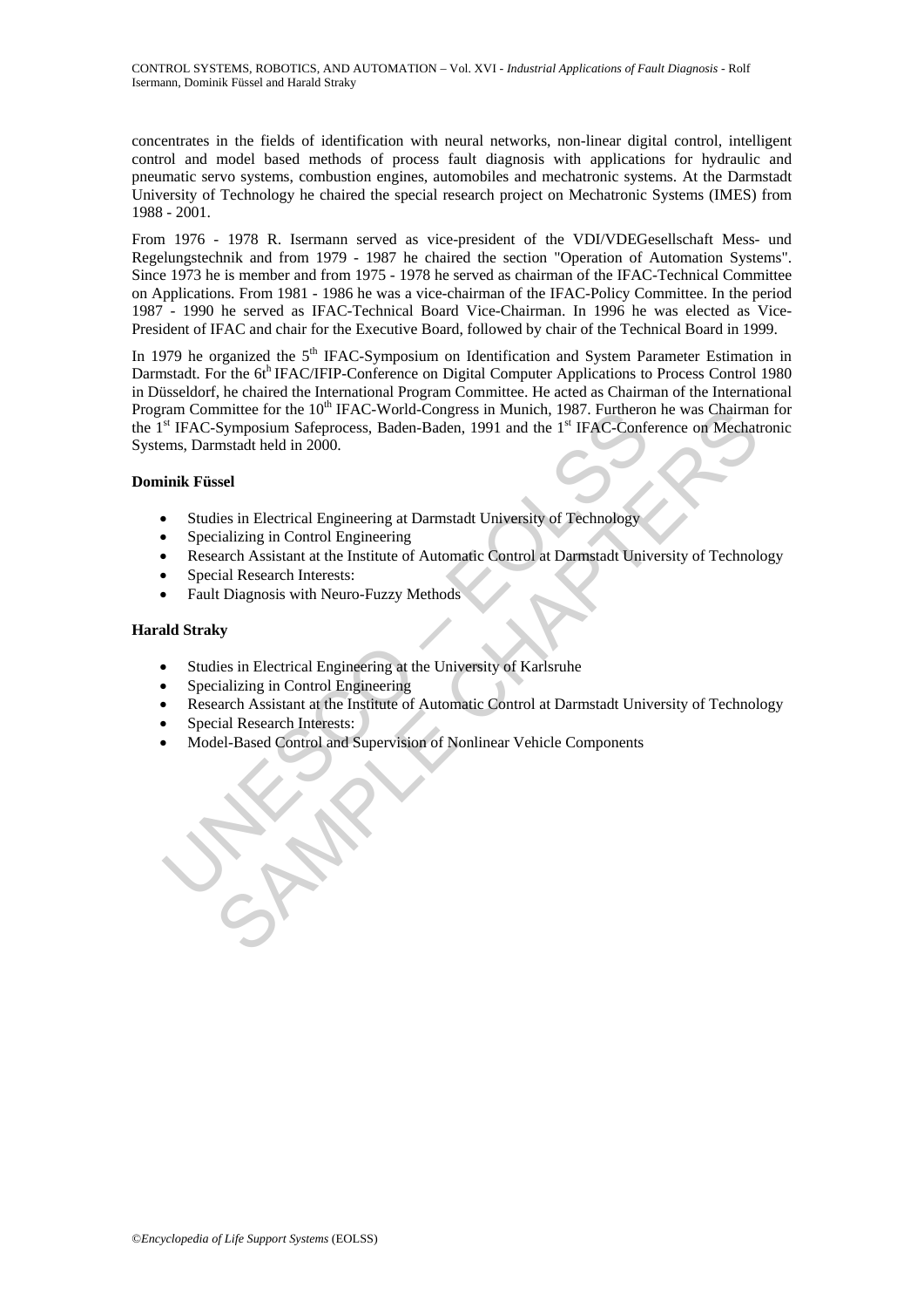concentrates in the fields of identification with neural networks, non-linear digital control, intelligent control and model based methods of process fault diagnosis with applications for hydraulic and pneumatic servo systems, combustion engines, automobiles and mechatronic systems. At the Darmstadt University of Technology he chaired the special research project on Mechatronic Systems (IMES) from 1988 - 2001.

From 1976 - 1978 R. Isermann served as vice-president of the VDI/VDEGesellschaft Mess- und Regelungstechnik and from 1979 - 1987 he chaired the section "Operation of Automation Systems". Since 1973 he is member and from 1975 - 1978 he served as chairman of the IFAC-Technical Committee on Applications. From 1981 - 1986 he was a vice-chairman of the IFAC-Policy Committee. In the period 1987 - 1990 he served as IFAC-Technical Board Vice-Chairman. In 1996 he was elected as Vice-President of IFAC and chair for the Executive Board, followed by chair of the Technical Board in 1999.

In 1979 he organized the 5th IFAC-Symposium on Identification and System Parameter Estimation in Darmstadt. For the 6th IFAC/IFIP-Conference on Digital Computer Applications to Process Control 1980 in Düsseldorf, he chaired the International Program Committee. He acted as Chairman of the International Program Committee for the 10th IFAC-World-Congress in Munich, 1987. Furtheron he was Chairman for the 1st IFAC-Symposium Safeprocess, Baden-Baden, 1991 and the 1st IFAC-Conference on Mechatronic Systems, Darmstadt held in 2000.

**Dominik Füssel**

- Studies in Electrical Engineering at Darmstadt University of Technology
- Specializing in Control Engineering
- Research Assistant at the Institute of Automatic Control at Darmstadt University of Technology
- Special Research Interests:
- Fault Diagnosis with Neuro-Fuzzy Methods

**Harald Straky**

- Studies in Electrical Engineering at the University of Karlsruhe
- Specializing in Control Engineering
- Research Assistant at the Institute of Automatic Control at Darmstadt University of Technology
- Special Research Interests:
- Model-Based Control and Supervision of Nonlinear Vehicle Components